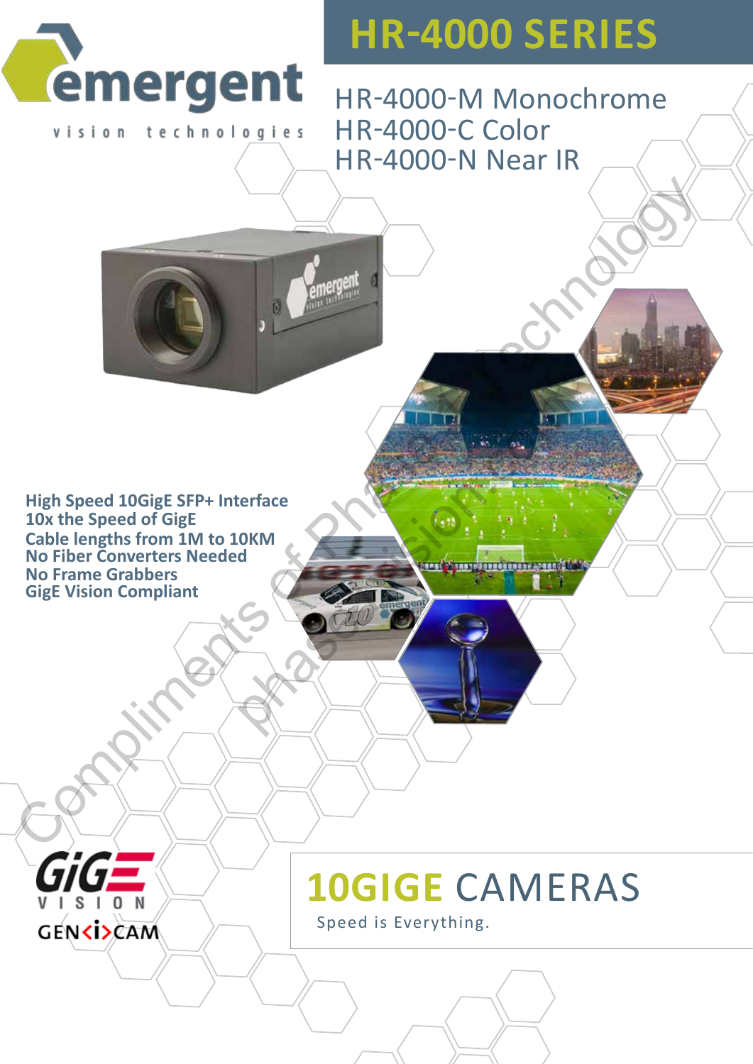emergent

vision technologies

# HR-4000 SERIES

HR-4000-M Monochrome
HR-4000-C Color
HR-4000-N Near IR

**High Speed 10GigE SFP+ Interface**
**10x the Speed of GigE**
**Cable lengths from 1M to 10KM**
**No Fiber Converters Needed**
**No Frame Grabbers**
**GigE Vision Compliant**

GiGE VISION
GEN<i>CAM

## 10GIGE CAMERAS

Speed is Everything.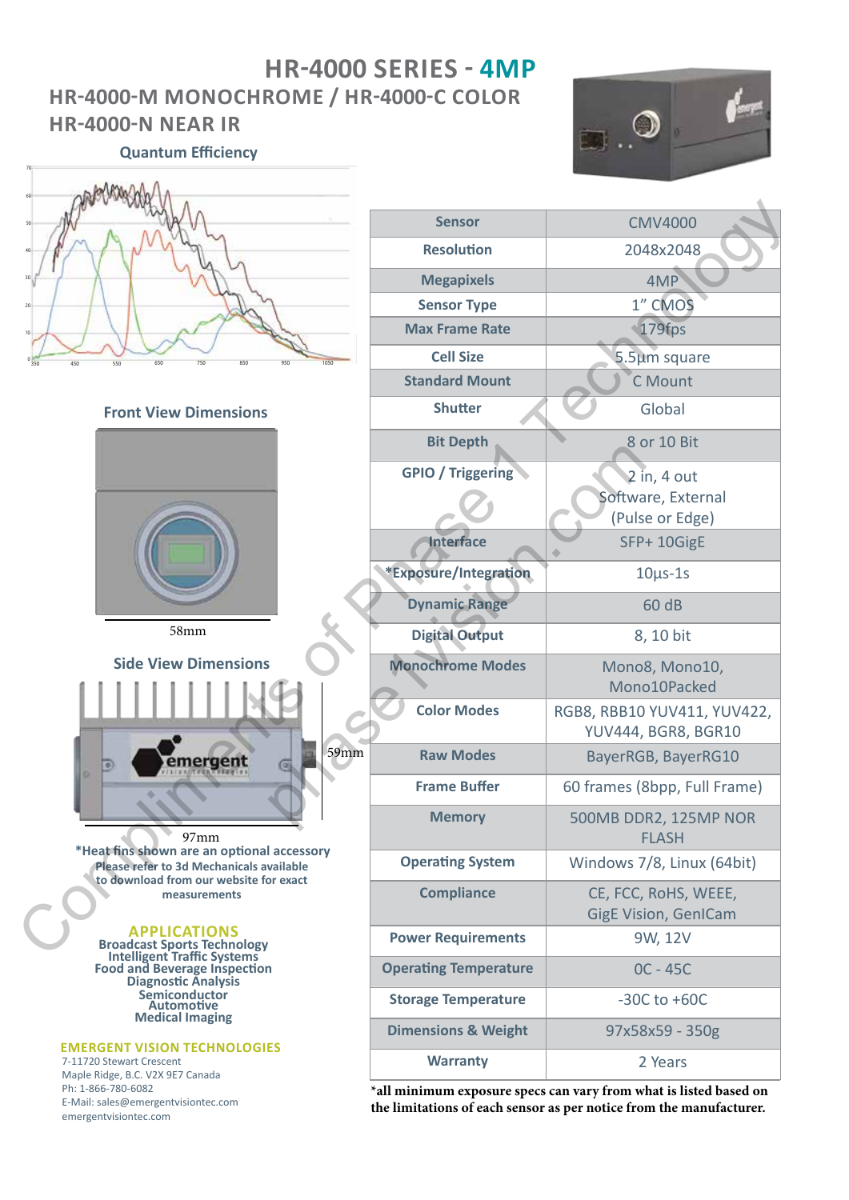# HR-4000 SERIES - 4MP

## HR-4000-M MONOCHROME / HR-4000-C COLOR
## HR-4000-N NEAR IR

### Quantum Efficiency

70
60
50
40
30
20
10
0
350 450 550 650 750 850 950 1050

### Front View Dimensions

58mm

### Side View Dimensions

59mm

97mm

*Heat fins shown are an optional accessory
Please refer to 3d Mechanicals available to download from our website for exact measurements

| | |
|---|---|
| Sensor | CMV4000 |
| Resolution | 2048x2048 |
| Megapixels | 4MP |
| Sensor Type | 1" CMOS |
| Max Frame Rate | 179fps |
| Cell Size | 5.5µm square |
| Standard Mount | C Mount |
| Shutter | Global |
| Bit Depth | 8 or 10 Bit |
| GPIO / Triggering | 2 in, 4 out Software, External (Pulse or Edge) |
| Interface | SFP+ 10GigE |
| *Exposure/Integration | 10µs-1s |
| Dynamic Range | 60 dB |
| Digital Output | 8, 10 bit |
| Monochrome Modes | Mono8, Mono10, Mono10Packed |
| Color Modes | RGB8, RBB10 YUV411, YUV422, YUV444, BGR8, BGR10 |
| Raw Modes | BayerRGB, BayerRG10 |
| Frame Buffer | 60 frames (8bpp, Full Frame) |
| Memory | 500MB DDR2, 125MP NOR FLASH |
| Operating System | Windows 7/8, Linux (64bit) |
| Compliance | CE, FCC, RoHS, WEEE, GigE Vision, GenICam |
| Power Requirements | 9W, 12V |
| Operating Temperature | 0C - 45C |
| Storage Temperature | -30C to +60C |
| Dimensions & Weight | 97x58x59 - 350g |
| Warranty | 2 Years |

*all minimum exposure specs can vary from what is listed based on the limitations of each sensor as per notice from the manufacturer.

### APPLICATIONS

Broadcast Sports Technology
Intelligent Traffic Systems
Food and Beverage Inspection
Diagnostic Analysis
Semiconductor
Automotive
Medical Imaging

**EMERGENT VISION TECHNOLOGIES**
7-11720 Stewart Crescent
Maple Ridge, B.C. V2X 9E7 Canada
Ph: 1-866-780-6082
E-Mail: sales@emergentvisiontec.com
emergentvisiontec.com

Compliments of Phase 1 Technology
phasevision.com